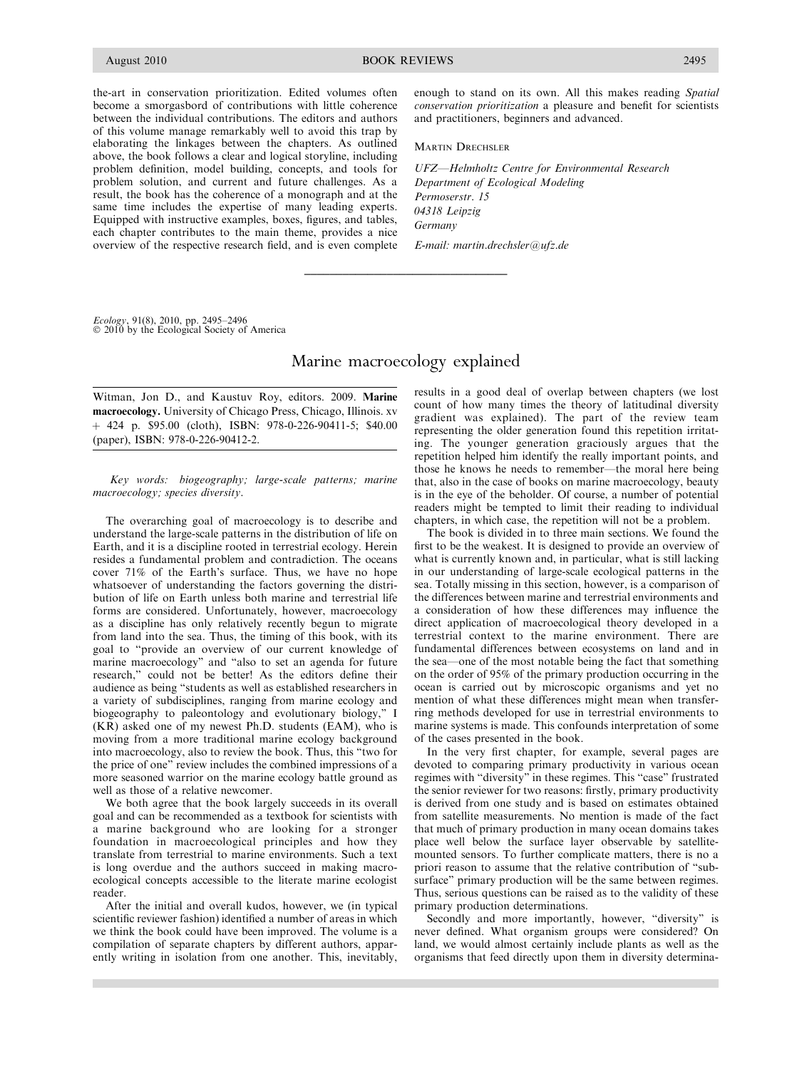the-art in conservation prioritization. Edited volumes often become a smorgasbord of contributions with little coherence between the individual contributions. The editors and authors of this volume manage remarkably well to avoid this trap by elaborating the linkages between the chapters. As outlined above, the book follows a clear and logical storyline, including problem definition, model building, concepts, and tools for problem solution, and current and future challenges. As a result, the book has the coherence of a monograph and at the same time includes the expertise of many leading experts. Equipped with instructive examples, boxes, figures, and tables, each chapter contributes to the main theme, provides a nice overview of the respective research field, and is even complete enough to stand on its own. All this makes reading *Spatial conservation prioritization* a pleasure and benefit for scientists and practitioners, beginners and advanced.

MARTIN DRECHSLER

*UFZ—Helmholtz Centre for Environmental Research*
*Department of Ecological Modeling*
*Permoserstr. 15*
*04318 Leipzig*
*Germany*

*E-mail: martin.drechsler@ufz.de*

---

*Ecology*, 91(8), 2010, pp. 2495–2496
© 2010 by the Ecological Society of America

# Marine macroecology explained

Witman, Jon D., and Kaustuv Roy, editors. 2009. **Marine macroecology.** University of Chicago Press, Chicago, Illinois. xv + 424 p. $95.00 (cloth), ISBN: 978-0-226-90411-5; $40.00 (paper), ISBN: 978-0-226-90412-2.

*Key words: biogeography; large-scale patterns; marine macroecology; species diversity.*

The overarching goal of macroecology is to describe and understand the large-scale patterns in the distribution of life on Earth, and it is a discipline rooted in terrestrial ecology. Herein resides a fundamental problem and contradiction. The oceans cover 71% of the Earth's surface. Thus, we have no hope whatsoever of understanding the factors governing the distribution of life on Earth unless both marine and terrestrial life forms are considered. Unfortunately, however, macroecology as a discipline has only relatively recently begun to migrate from land into the sea. Thus, the timing of this book, with its goal to "provide an overview of our current knowledge of marine macroecology" and "also to set an agenda for future research," could not be better! As the editors define their audience as being "students as well as established researchers in a variety of subdisciplines, ranging from marine ecology and biogeography to paleontology and evolutionary biology," I (KR) asked one of my newest Ph.D. students (EAM), who is moving from a more traditional marine ecology background into macroecology, also to review the book. Thus, this "two for the price of one" review includes the combined impressions of a more seasoned warrior on the marine ecology battle ground as well as those of a relative newcomer.

We both agree that the book largely succeeds in its overall goal and can be recommended as a textbook for scientists with a marine background who are looking for a stronger foundation in macroecological principles and how they translate from terrestrial to marine environments. Such a text is long overdue and the authors succeed in making macroecological concepts accessible to the literate marine ecologist reader.

After the initial and overall kudos, however, we (in typical scientific reviewer fashion) identified a number of areas in which we think the book could have been improved. The volume is a compilation of separate chapters by different authors, apparently writing in isolation from one another. This, inevitably, results in a good deal of overlap between chapters (we lost count of how many times the theory of latitudinal diversity gradient was explained). The part of the review team representing the older generation found this repetition irritating. The younger generation graciously argues that the repetition helped him identify the really important points, and those he knows he needs to remember—the moral here being that, also in the case of books on marine macroecology, beauty is in the eye of the beholder. Of course, a number of potential readers might be tempted to limit their reading to individual chapters, in which case, the repetition will not be a problem.

The book is divided in to three main sections. We found the first to be the weakest. It is designed to provide an overview of what is currently known and, in particular, what is still lacking in our understanding of large-scale ecological patterns in the sea. Totally missing in this section, however, is a comparison of the differences between marine and terrestrial environments and a consideration of how these differences may influence the direct application of macroecological theory developed in a terrestrial context to the marine environment. There are fundamental differences between ecosystems on land and in the sea—one of the most notable being the fact that something on the order of 95% of the primary production occurring in the ocean is carried out by microscopic organisms and yet no mention of what these differences might mean when transferring methods developed for use in terrestrial environments to marine systems is made. This confounds interpretation of some of the cases presented in the book.

In the very first chapter, for example, several pages are devoted to comparing primary productivity in various ocean regimes with "diversity" in these regimes. This "case" frustrated the senior reviewer for two reasons: firstly, primary productivity is derived from one study and is based on estimates obtained from satellite measurements. No mention is made of the fact that much of primary production in many ocean domains takes place well below the surface layer observable by satellite-mounted sensors. To further complicate matters, there is no a priori reason to assume that the relative contribution of "sub-surface" primary production will be the same between regimes. Thus, serious questions can be raised as to the validity of these primary production determinations.

Secondly and more importantly, however, "diversity" is never defined. What organism groups were considered? On land, we would almost certainly include plants as well as the organisms that feed directly upon them in diversity determina-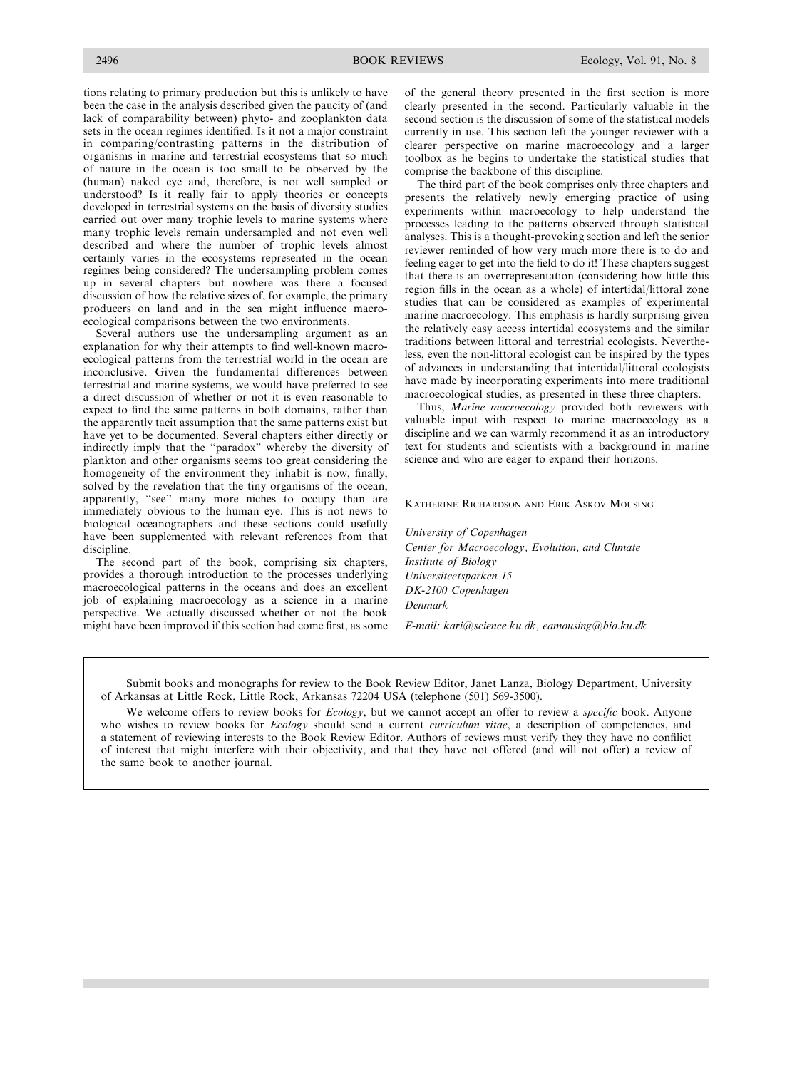tions relating to primary production but this is unlikely to have been the case in the analysis described given the paucity of (and lack of comparability between) phyto- and zooplankton data sets in the ocean regimes identified. Is it not a major constraint in comparing/contrasting patterns in the distribution of organisms in marine and terrestrial ecosystems that so much of nature in the ocean is too small to be observed by the (human) naked eye and, therefore, is not well sampled or understood? Is it really fair to apply theories or concepts developed in terrestrial systems on the basis of diversity studies carried out over many trophic levels to marine systems where many trophic levels remain undersampled and not even well described and where the number of trophic levels almost certainly varies in the ecosystems represented in the ocean regimes being considered? The undersampling problem comes up in several chapters but nowhere was there a focused discussion of how the relative sizes of, for example, the primary producers on land and in the sea might influence macroecological comparisons between the two environments.

Several authors use the undersampling argument as an explanation for why their attempts to find well-known macroecological patterns from the terrestrial world in the ocean are inconclusive. Given the fundamental differences between terrestrial and marine systems, we would have preferred to see a direct discussion of whether or not it is even reasonable to expect to find the same patterns in both domains, rather than the apparently tacit assumption that the same patterns exist but have yet to be documented. Several chapters either directly or indirectly imply that the "paradox" whereby the diversity of plankton and other organisms seems too great considering the homogeneity of the environment they inhabit is now, finally, solved by the revelation that the tiny organisms of the ocean, apparently, "see" many more niches to occupy than are immediately obvious to the human eye. This is not news to biological oceanographers and these sections could usefully have been supplemented with relevant references from that discipline.

The second part of the book, comprising six chapters, provides a thorough introduction to the processes underlying macroecological patterns in the oceans and does an excellent job of explaining macroecology as a science in a marine perspective. We actually discussed whether or not the book might have been improved if this section had come first, as some of the general theory presented in the first section is more clearly presented in the second. Particularly valuable in the second section is the discussion of some of the statistical models currently in use. This section left the younger reviewer with a clearer perspective on marine macroecology and a larger toolbox as he begins to undertake the statistical studies that comprise the backbone of this discipline.

The third part of the book comprises only three chapters and presents the relatively newly emerging practice of using experiments within macroecology to help understand the processes leading to the patterns observed through statistical analyses. This is a thought-provoking section and left the senior reviewer reminded of how very much more there is to do and feeling eager to get into the field to do it! These chapters suggest that there is an overrepresentation (considering how little this region fills in the ocean as a whole) of intertidal/littoral zone studies that can be considered as examples of experimental marine macroecology. This emphasis is hardly surprising given the relatively easy access intertidal ecosystems and the similar traditions between littoral and terrestrial ecologists. Nevertheless, even the non-littoral ecologist can be inspired by the types of advances in understanding that intertidal/littoral ecologists have made by incorporating experiments into more traditional macroecological studies, as presented in these three chapters.

Thus, *Marine macroecology* provided both reviewers with valuable input with respect to marine macroecology as a discipline and we can warmly recommend it as an introductory text for students and scientists with a background in marine science and who are eager to expand their horizons.

Katherine Richardson and Erik Askov Mousing

*University of Copenhagen*
*Center for Macroecology, Evolution, and Climate*
*Institute of Biology*
*Universiteetsparken 15*
*DK-2100 Copenhagen*
*Denmark*

*E-mail: kari@science.ku.dk, eamousing@bio.ku.dk*

---

Submit books and monographs for review to the Book Review Editor, Janet Lanza, Biology Department, University of Arkansas at Little Rock, Little Rock, Arkansas 72204 USA (telephone (501) 569-3500).

We welcome offers to review books for *Ecology*, but we cannot accept an offer to review a *specific* book. Anyone who wishes to review books for *Ecology* should send a current *curriculum vitae*, a description of competencies, and a statement of reviewing interests to the Book Review Editor. Authors of reviews must verify they they have no confilict of interest that might interfere with their objectivity, and that they have not offered (and will not offer) a review of the same book to another journal.